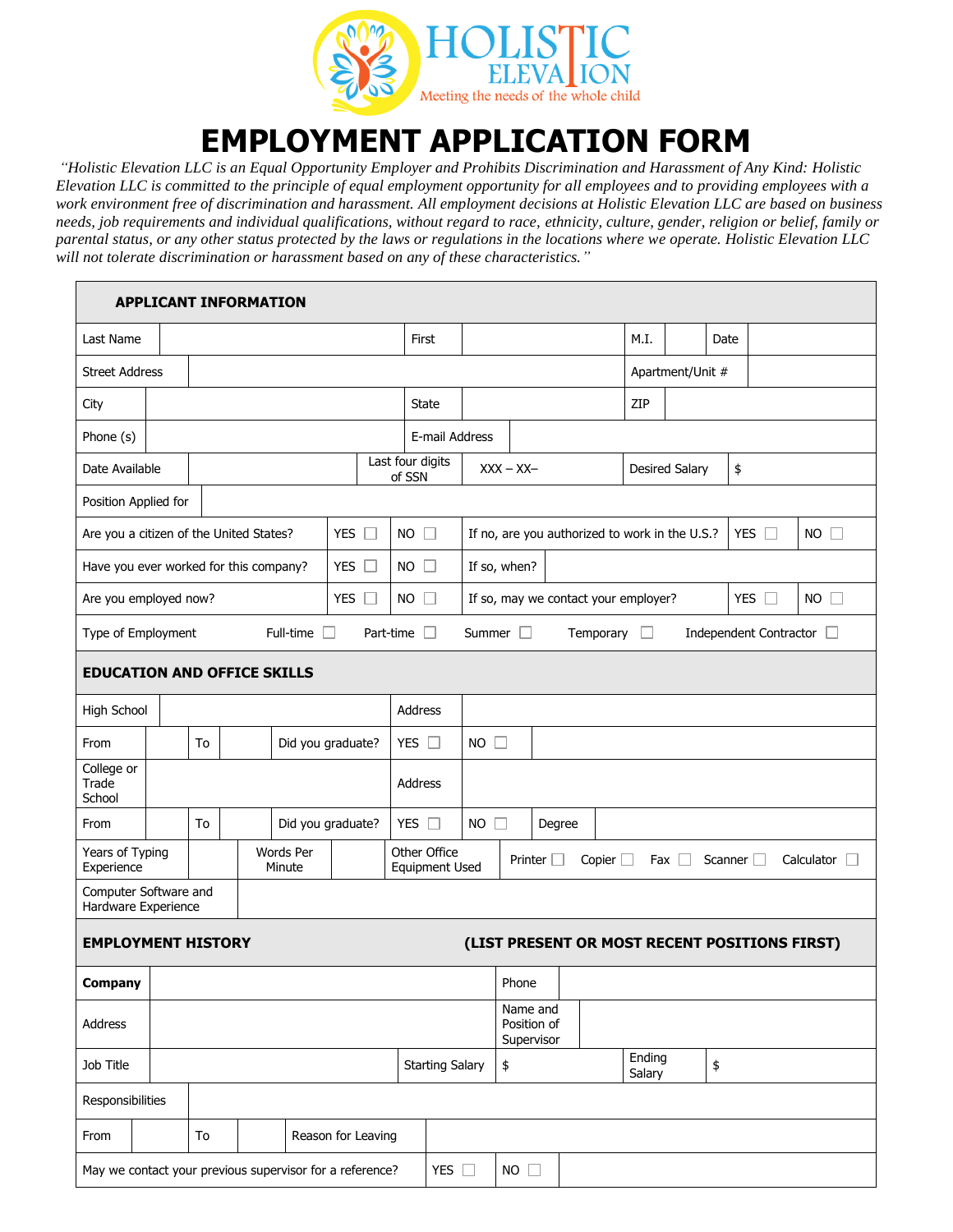HOLISTIC ELEVATION

Meeting the needs of the whole child

# EMPLOYMENT APPLICATION FORM

*"Holistic Elevation LLC is an Equal Opportunity Employer and Prohibits Discrimination and Harassment of Any Kind: Holistic Elevation LLC is committed to the principle of equal employment opportunity for all employees and to providing employees with a work environment free of discrimination and harassment. All employment decisions at Holistic Elevation LLC are based on business needs, job requirements and individual qualifications, without regard to race, ethnicity, culture, gender, religion or belief, family or parental status, or any other status protected by the laws or regulations in the locations where we operate. Holistic Elevation LLC will not tolerate discrimination or harassment based on any of these characteristics."*

## APPLICANT INFORMATION

| | | | | | | | |
|---|---|---|---|---|---|---|---|
| Last Name | | First | | M.I. | | Date | |
| Street Address | | | | Apartment/Unit # | | | |
| City | | State | | ZIP | | | |
| Phone (s) | | E-mail Address | | | | | |
| Date Available | | Last four digits of SSN | XXX – XX– | Desired Salary | $ | | |
| Position Applied for | | | | | | | |
| Are you a citizen of the United States? | YES ☐ | NO ☐ | If no, are you authorized to work in the U.S.? | YES ☐ | NO ☐ | | |
| Have you ever worked for this company? | YES ☐ | NO ☐ | If so, when? | | | | |
| Are you employed now? | YES ☐ | NO ☐ | If so, may we contact your employer? | YES ☐ | NO ☐ | | |
| Type of Employment | Full-time ☐ | Part-time ☐ | Summer ☐ | Temporary ☐ | Independent Contractor ☐ | | |

## EDUCATION AND OFFICE SKILLS

| | | | | | | | |
|---|---|---|---|---|---|---|---|
| High School | | Address | | | | | |
| From | | To | | Did you graduate? | YES ☐ | NO ☐ | |
| College or Trade School | | Address | | | | | |
| From | | To | | Did you graduate? | YES ☐ | NO ☐ | Degree |
| Years of Typing Experience | | Words Per Minute | | Other Office Equipment Used | Printer ☐ Copier ☐ Fax ☐ Scanner ☐ Calculator ☐ | | |
| Computer Software and Hardware Experience | | | | | | | |

## EMPLOYMENT HISTORY (LIST PRESENT OR MOST RECENT POSITIONS FIRST)

| | | | | | |
|---|---|---|---|---|---|
| **Company** | | Phone | | | |
| Address | | Name and Position of Supervisor | | | |
| Job Title | | Starting Salary | $ | Ending Salary | $ |
| Responsibilities | | | | | |
| From | | To | | Reason for Leaving | |
| May we contact your previous supervisor for a reference? | YES ☐ | NO ☐ | | | |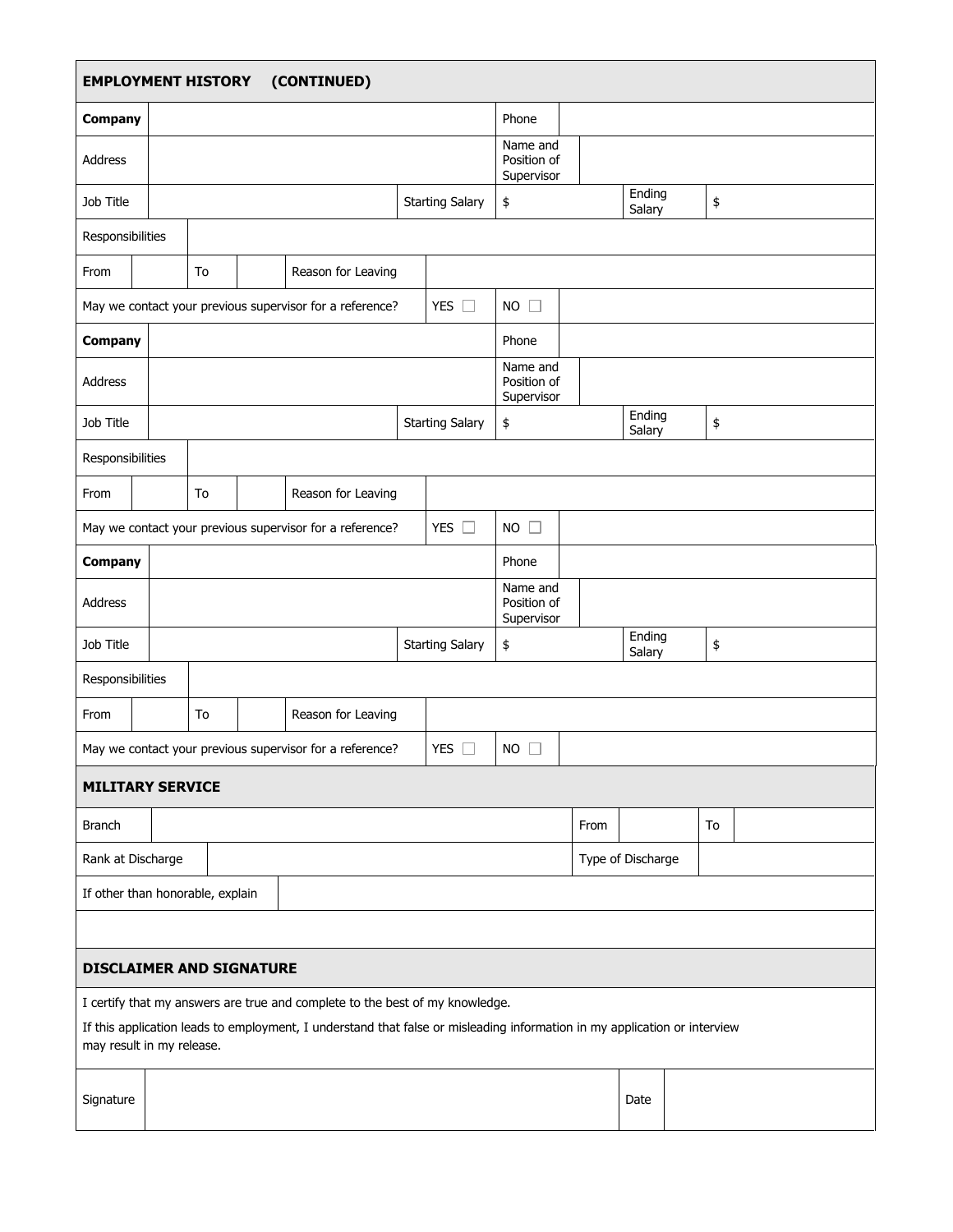## EMPLOYMENT HISTORY (CONTINUED)

| | | | | | | | |
|---|---|---|---|---|---|---|---|
| **Company** | | | | | Phone | | |
| Address | | | | | Name and Position of Supervisor | | |
| Job Title | | | Starting Salary | | $ | Ending Salary | $ |
| Responsibilities | | | | | | | |
| From | | To | | Reason for Leaving | | | |
| May we contact your previous supervisor for a reference? | | | | YES ☐ | NO ☐ | | |
| **Company** | | | | | Phone | | |
| Address | | | | | Name and Position of Supervisor | | |
| Job Title | | | Starting Salary | | $ | Ending Salary | $ |
| Responsibilities | | | | | | | |
| From | | To | | Reason for Leaving | | | |
| May we contact your previous supervisor for a reference? | | | | YES ☐ | NO ☐ | | |
| **Company** | | | | | Phone | | |
| Address | | | | | Name and Position of Supervisor | | |
| Job Title | | | Starting Salary | | $ | Ending Salary | $ |
| Responsibilities | | | | | | | |
| From | | To | | Reason for Leaving | | | |
| May we contact your previous supervisor for a reference? | | | | YES ☐ | NO ☐ | | |

## MILITARY SERVICE

| | | | | | |
|---|---|---|---|---|---|
| Branch | | From | | To | |
| Rank at Discharge | | Type of Discharge | | | |
| If other than honorable, explain | | | | | |
| | | | | | |

## DISCLAIMER AND SIGNATURE

I certify that my answers are true and complete to the best of my knowledge.

If this application leads to employment, I understand that false or misleading information in my application or interview may result in my release.

| | | | |
|---|---|---|---|
| Signature | | Date | |